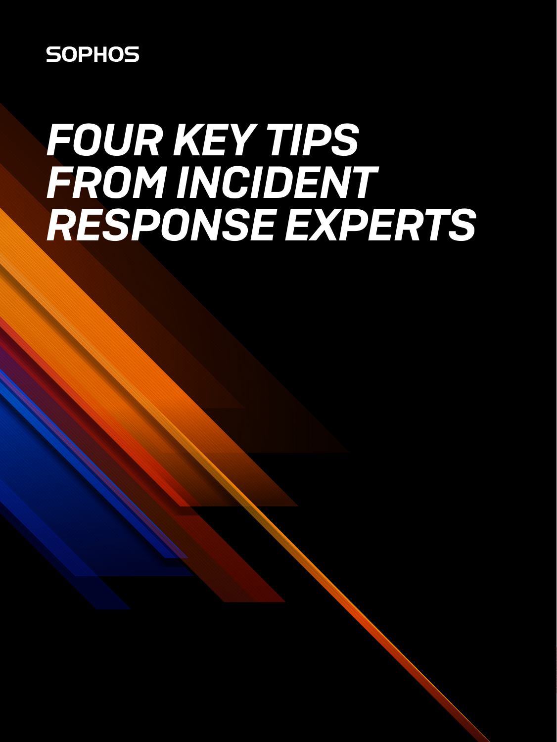SOPHOS

# FOUR KEY TIPS FROM INCIDENT RESPONSE EXPERTS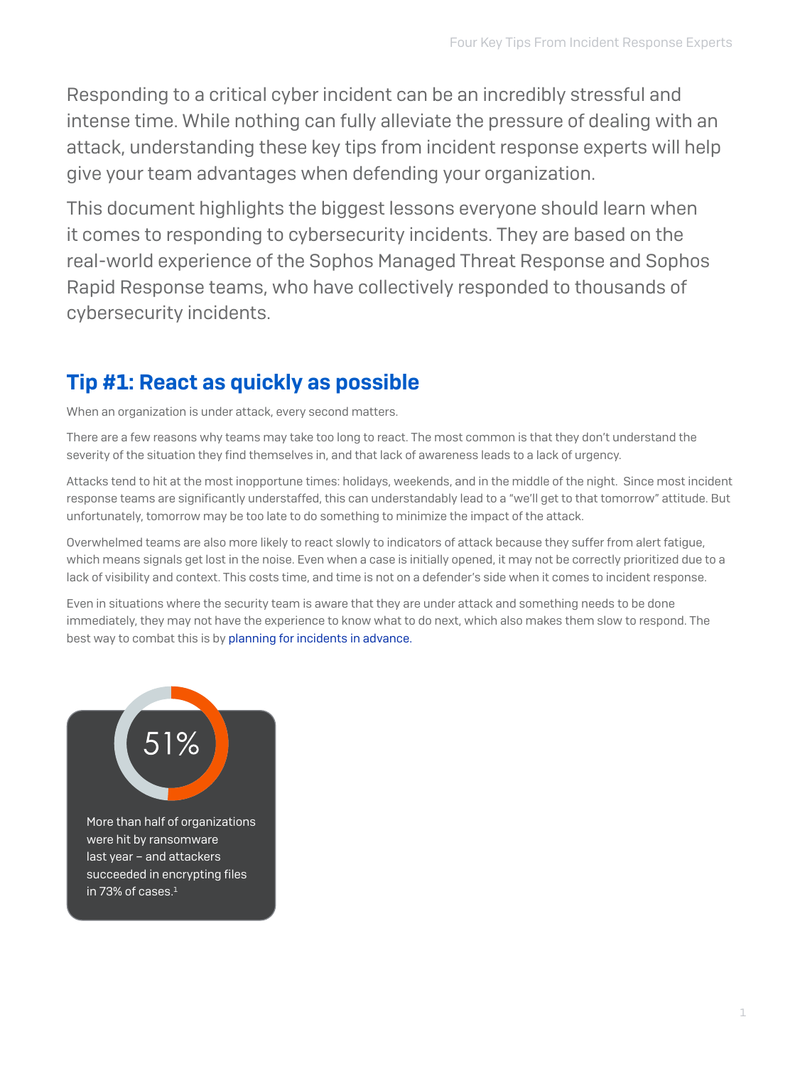Responding to a critical cyber incident can be an incredibly stressful and intense time. While nothing can fully alleviate the pressure of dealing with an attack, understanding these key tips from incident response experts will help give your team advantages when defending your organization.

This document highlights the biggest lessons everyone should learn when it comes to responding to cybersecurity incidents. They are based on the real-world experience of the Sophos Managed Threat Response and Sophos Rapid Response teams, who have collectively responded to thousands of cybersecurity incidents.

## Tip #1: React as quickly as possible

When an organization is under attack, every second matters.

There are a few reasons why teams may take too long to react. The most common is that they don't understand the severity of the situation they find themselves in, and that lack of awareness leads to a lack of urgency.

Attacks tend to hit at the most inopportune times: holidays, weekends, and in the middle of the night. Since most incident response teams are significantly understaffed, this can understandably lead to a "we'll get to that tomorrow" attitude. But unfortunately, tomorrow may be too late to do something to minimize the impact of the attack.

Overwhelmed teams are also more likely to react slowly to indicators of attack because they suffer from alert fatigue, which means signals get lost in the noise. Even when a case is initially opened, it may not be correctly prioritized due to a lack of visibility and context. This costs time, and time is not on a defender's side when it comes to incident response.

Even in situations where the security team is aware that they are under attack and something needs to be done immediately, they may not have the experience to know what to do next, which also makes them slow to respond. The best way to combat this is by planning for incidents in advance.

51%

More than half of organizations were hit by ransomware last year – and attackers succeeded in encrypting files in 73% of cases.[1]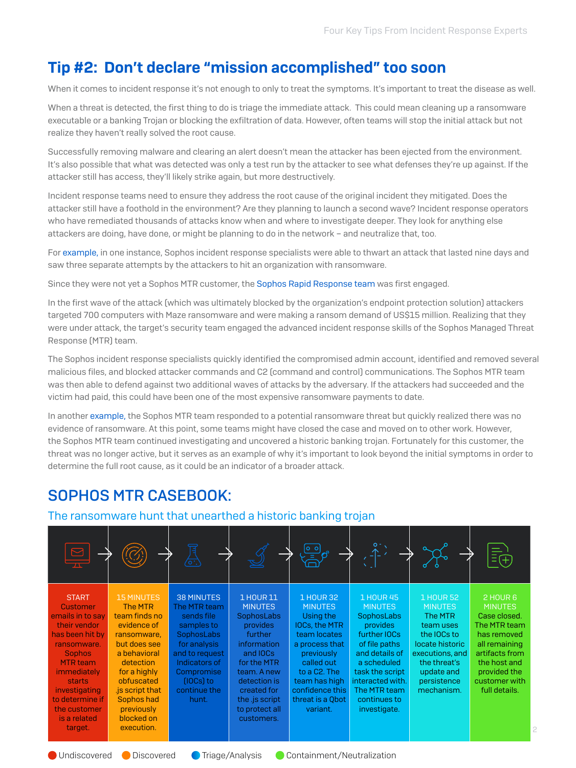## Tip #2: Don't declare "mission accomplished" too soon

When it comes to incident response it's not enough to only to treat the symptoms. It's important to treat the disease as well.

When a threat is detected, the first thing to do is triage the immediate attack. This could mean cleaning up a ransomware executable or a banking Trojan or blocking the exfiltration of data. However, often teams will stop the initial attack but not realize they haven't really solved the root cause.

Successfully removing malware and clearing an alert doesn't mean the attacker has been ejected from the environment. It's also possible that what was detected was only a test run by the attacker to see what defenses they're up against. If the attacker still has access, they'll likely strike again, but more destructively.

Incident response teams need to ensure they address the root cause of the original incident they mitigated. Does the attacker still have a foothold in the environment? Are they planning to launch a second wave? Incident response operators who have remediated thousands of attacks know when and where to investigate deeper. They look for anything else attackers are doing, have done, or might be planning to do in the network – and neutralize that, too.

For example, in one instance, Sophos incident response specialists were able to thwart an attack that lasted nine days and saw three separate attempts by the attackers to hit an organization with ransomware.

Since they were not yet a Sophos MTR customer, the Sophos Rapid Response team was first engaged.

In the first wave of the attack (which was ultimately blocked by the organization's endpoint protection solution) attackers targeted 700 computers with Maze ransomware and were making a ransom demand of US$15 million. Realizing that they were under attack, the target's security team engaged the advanced incident response skills of the Sophos Managed Threat Response (MTR) team.

The Sophos incident response specialists quickly identified the compromised admin account, identified and removed several malicious files, and blocked attacker commands and C2 (command and control) communications. The Sophos MTR team was then able to defend against two additional waves of attacks by the adversary. If the attackers had succeeded and the victim had paid, this could have been one of the most expensive ransomware payments to date.

In another example, the Sophos MTR team responded to a potential ransomware threat but quickly realized there was no evidence of ransomware. At this point, some teams might have closed the case and moved on to other work. However, the Sophos MTR team continued investigating and uncovered a historic banking trojan. Fortunately for this customer, the threat was no longer active, but it serves as an example of why it's important to look beyond the initial symptoms in order to determine the full root cause, as it could be an indicator of a broader attack.

## SOPHOS MTR CASEBOOK:

### The ransomware hunt that unearthed a historic banking trojan

| START | 15 MINUTES | 38 MINUTES | 1 HOUR 11 MINUTES | 1 HOUR 32 MINUTES | 1 HOUR 45 MINUTES | 1 HOUR 52 MINUTES | 2 HOUR 6 MINUTES |
|---|---|---|---|---|---|---|---|
| Customer emails in to say their vendor has been hit by ransomware. Sophos MTR team immediately starts investigating to determine if the customer is a related target. | The MTR team finds no evidence of ransomware, but does see a behavioral detection for a highly obfuscated .js script that Sophos had previously blocked on execution. | The MTR team sends file samples to SophosLabs for analysis and to request Indicators of Compromise (IOCs) to continue the hunt. | SophosLabs provides further information and IOCs for the MTR team. A new detection is created for the .js script to protect all customers. | Using the IOCs, the MTR team locates a process that previously called out to a C2. The team has high confidence this threat is a Qbot variant. | SophosLabs provides further IOCs of file paths and details of a scheduled task the script interacted with. The MTR team continues to investigate. | The MTR team uses the IOCs to locate historic executions, and the threat's update and persistence mechanism. | Case closed. The MTR team has removed all remaining artifacts from the host and provided the customer with full details. |

Undiscovered · Discovered · Triage/Analysis · Containment/Neutralization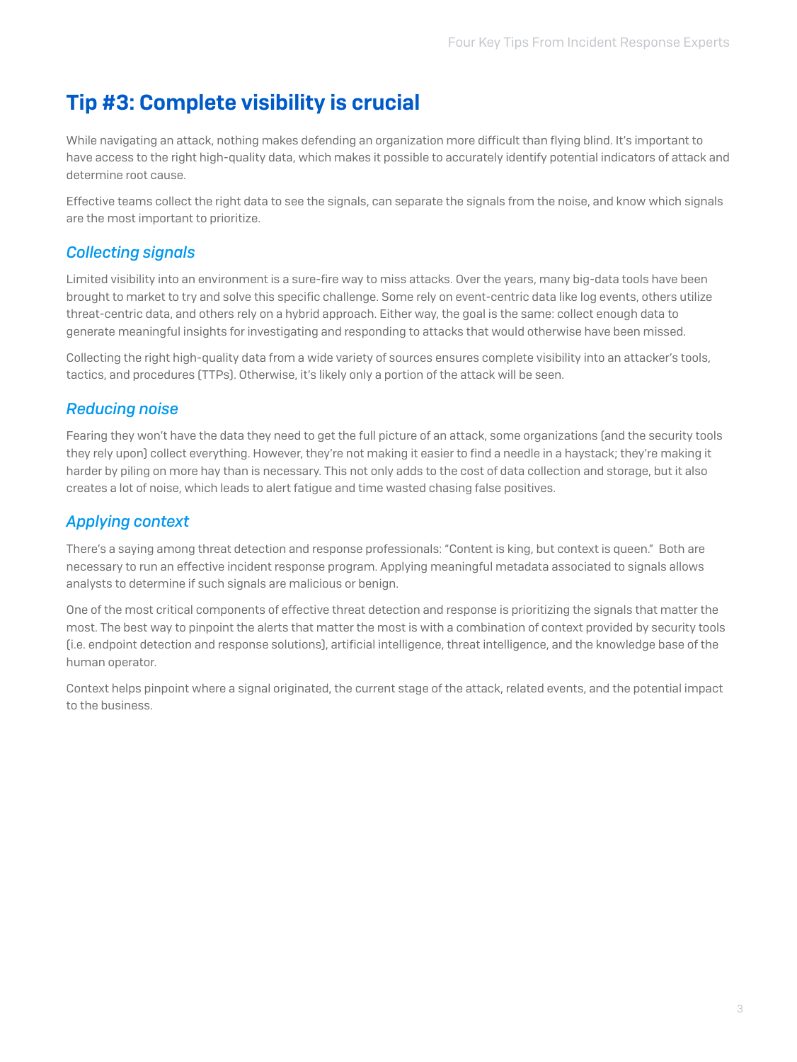## Tip #3: Complete visibility is crucial

While navigating an attack, nothing makes defending an organization more difficult than flying blind. It's important to have access to the right high-quality data, which makes it possible to accurately identify potential indicators of attack and determine root cause.

Effective teams collect the right data to see the signals, can separate the signals from the noise, and know which signals are the most important to prioritize.

### *Collecting signals*

Limited visibility into an environment is a sure-fire way to miss attacks. Over the years, many big-data tools have been brought to market to try and solve this specific challenge. Some rely on event-centric data like log events, others utilize threat-centric data, and others rely on a hybrid approach. Either way, the goal is the same: collect enough data to generate meaningful insights for investigating and responding to attacks that would otherwise have been missed.

Collecting the right high-quality data from a wide variety of sources ensures complete visibility into an attacker's tools, tactics, and procedures (TTPs). Otherwise, it's likely only a portion of the attack will be seen.

### *Reducing noise*

Fearing they won't have the data they need to get the full picture of an attack, some organizations (and the security tools they rely upon) collect everything. However, they're not making it easier to find a needle in a haystack; they're making it harder by piling on more hay than is necessary. This not only adds to the cost of data collection and storage, but it also creates a lot of noise, which leads to alert fatigue and time wasted chasing false positives.

### *Applying context*

There's a saying among threat detection and response professionals: "Content is king, but context is queen." Both are necessary to run an effective incident response program. Applying meaningful metadata associated to signals allows analysts to determine if such signals are malicious or benign.

One of the most critical components of effective threat detection and response is prioritizing the signals that matter the most. The best way to pinpoint the alerts that matter the most is with a combination of context provided by security tools (i.e. endpoint detection and response solutions), artificial intelligence, threat intelligence, and the knowledge base of the human operator.

Context helps pinpoint where a signal originated, the current stage of the attack, related events, and the potential impact to the business.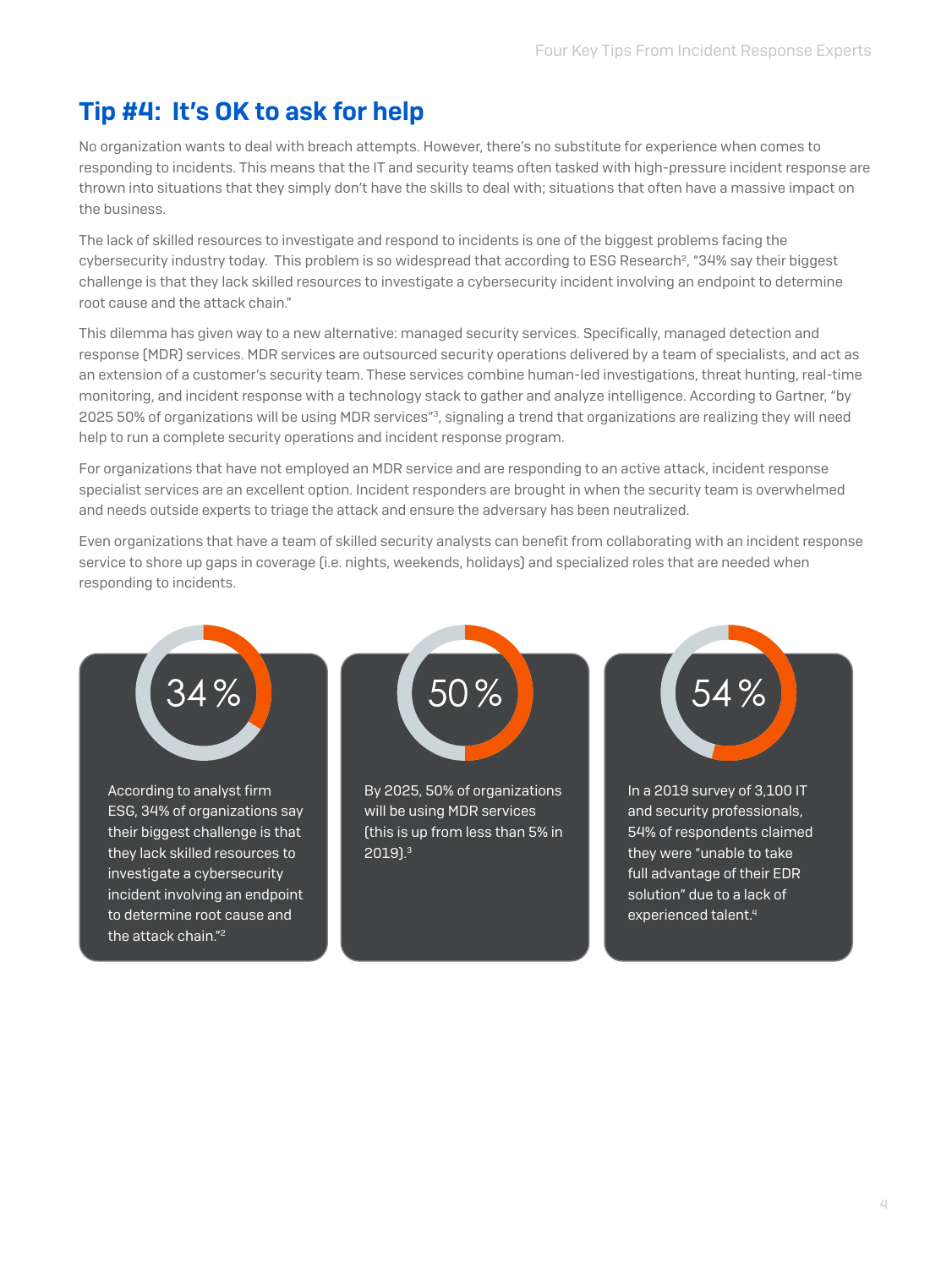## Tip #4: It's OK to ask for help

No organization wants to deal with breach attempts. However, there's no substitute for experience when comes to responding to incidents. This means that the IT and security teams often tasked with high-pressure incident response are thrown into situations that they simply don't have the skills to deal with; situations that often have a massive impact on the business.

The lack of skilled resources to investigate and respond to incidents is one of the biggest problems facing the cybersecurity industry today. This problem is so widespread that according to ESG Research[2], "34% say their biggest challenge is that they lack skilled resources to investigate a cybersecurity incident involving an endpoint to determine root cause and the attack chain."

This dilemma has given way to a new alternative: managed security services. Specifically, managed detection and response (MDR) services. MDR services are outsourced security operations delivered by a team of specialists, and act as an extension of a customer's security team. These services combine human-led investigations, threat hunting, real-time monitoring, and incident response with a technology stack to gather and analyze intelligence. According to Gartner, "by 2025 50% of organizations will be using MDR services"[3], signaling a trend that organizations are realizing they will need help to run a complete security operations and incident response program.

For organizations that have not employed an MDR service and are responding to an active attack, incident response specialist services are an excellent option. Incident responders are brought in when the security team is overwhelmed and needs outside experts to triage the attack and ensure the adversary has been neutralized.

Even organizations that have a team of skilled security analysts can benefit from collaborating with an incident response service to shore up gaps in coverage (i.e. nights, weekends, holidays) and specialized roles that are needed when responding to incidents.

**34%**

According to analyst firm ESG, 34% of organizations say their biggest challenge is that they lack skilled resources to investigate a cybersecurity incident involving an endpoint to determine root cause and the attack chain."[2]

**50%**

By 2025, 50% of organizations will be using MDR services (this is up from less than 5% in 2019).[3]

**54%**

In a 2019 survey of 3,100 IT and security professionals, 54% of respondents claimed they were "unable to take full advantage of their EDR solution" due to a lack of experienced talent.[4]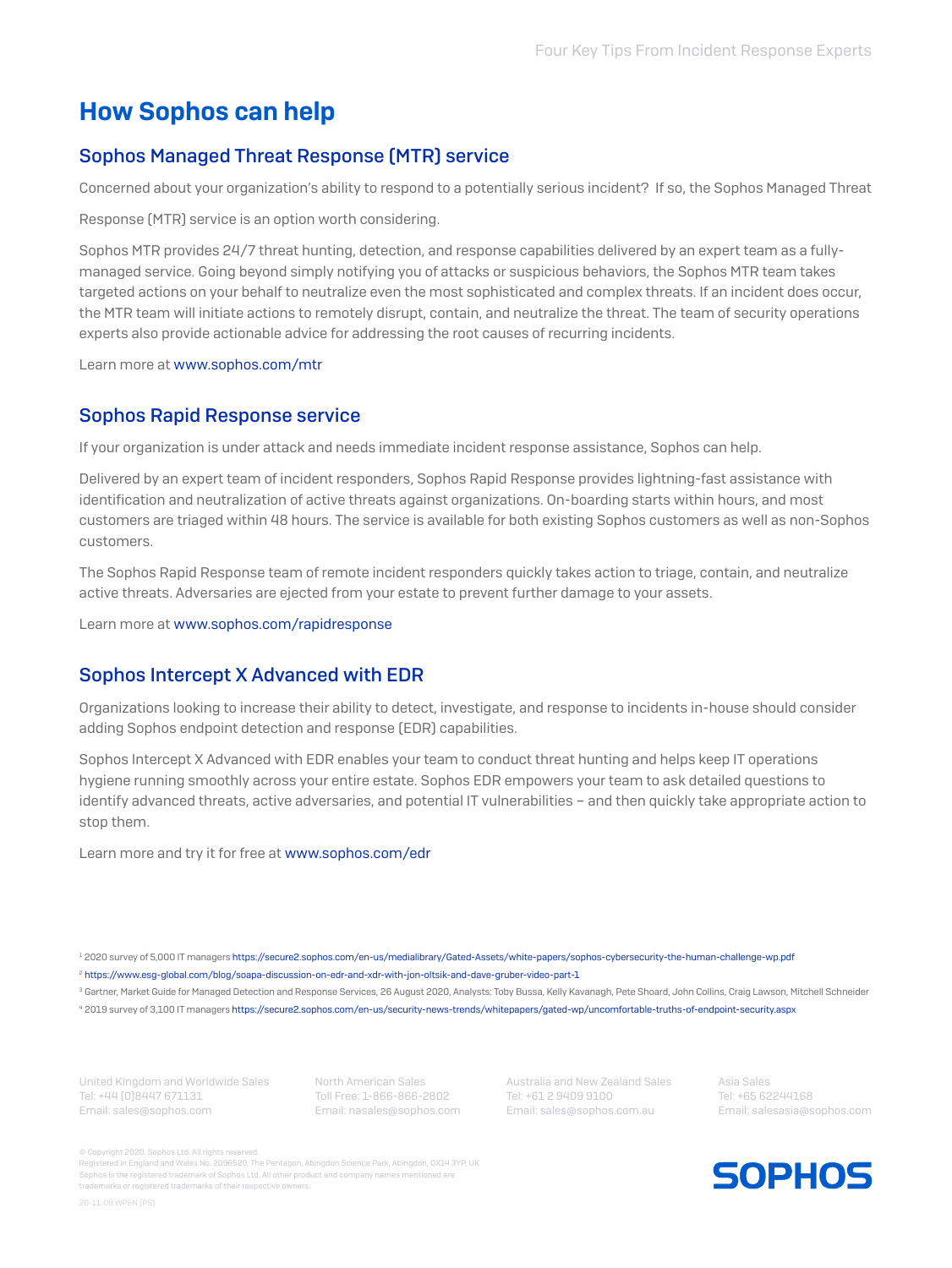# How Sophos can help

## Sophos Managed Threat Response (MTR) service

Concerned about your organization's ability to respond to a potentially serious incident? If so, the Sophos Managed Threat Response (MTR) service is an option worth considering.

Sophos MTR provides 24/7 threat hunting, detection, and response capabilities delivered by an expert team as a fully-managed service. Going beyond simply notifying you of attacks or suspicious behaviors, the Sophos MTR team takes targeted actions on your behalf to neutralize even the most sophisticated and complex threats. If an incident does occur, the MTR team will initiate actions to remotely disrupt, contain, and neutralize the threat. The team of security operations experts also provide actionable advice for addressing the root causes of recurring incidents.

Learn more at www.sophos.com/mtr

## Sophos Rapid Response service

If your organization is under attack and needs immediate incident response assistance, Sophos can help.

Delivered by an expert team of incident responders, Sophos Rapid Response provides lightning-fast assistance with identification and neutralization of active threats against organizations. On-boarding starts within hours, and most customers are triaged within 48 hours. The service is available for both existing Sophos customers as well as non-Sophos customers.

The Sophos Rapid Response team of remote incident responders quickly takes action to triage, contain, and neutralize active threats. Adversaries are ejected from your estate to prevent further damage to your assets.

Learn more at www.sophos.com/rapidresponse

## Sophos Intercept X Advanced with EDR

Organizations looking to increase their ability to detect, investigate, and response to incidents in-house should consider adding Sophos endpoint detection and response (EDR) capabilities.

Sophos Intercept X Advanced with EDR enables your team to conduct threat hunting and helps keep IT operations hygiene running smoothly across your entire estate. Sophos EDR empowers your team to ask detailed questions to identify advanced threats, active adversaries, and potential IT vulnerabilities – and then quickly take appropriate action to stop them.

Learn more and try it for free at www.sophos.com/edr

[1] 2020 survey of 5,000 IT managers https://secure2.sophos.com/en-us/medialibrary/Gated-Assets/white-papers/sophos-cybersecurity-the-human-challenge-wp.pdf

[2] https://www.esg-global.com/blog/soapa-discussion-on-edr-and-xdr-with-jon-oltsik-and-dave-gruber-video-part-1

[3] Gartner, Market Guide for Managed Detection and Response Services, 26 August 2020, Analysts: Toby Bussa, Kelly Kavanagh, Pete Shoard, John Collins, Craig Lawson, Mitchell Schneider

[4] 2019 survey of 3,100 IT managers https://secure2.sophos.com/en-us/security-news-trends/whitepapers/gated-wp/uncomfortable-truths-of-endpoint-security.aspx

United Kingdom and Worldwide Sales
Tel: +44 (0)8447 671131
Email: sales@sophos.com

North American Sales
Toll Free: 1-866-866-2802
Email: nasales@sophos.com

Australia and New Zealand Sales
Tel: +61 2 9409 9100
Email: sales@sophos.com.au

Asia Sales
Tel: +65 62244168
Email: salesasia@sophos.com

© Copyright 2020. Sophos Ltd. All rights reserved.
Registered in England and Wales No. 2096520, The Pentagon, Abingdon Science Park, Abingdon, OX14 3YP, UK
Sophos is the registered trademark of Sophos Ltd. All other product and company names mentioned are trademarks or registered trademarks of their respective owners.

20-11-09 WPEN (PS)

SOPHOS